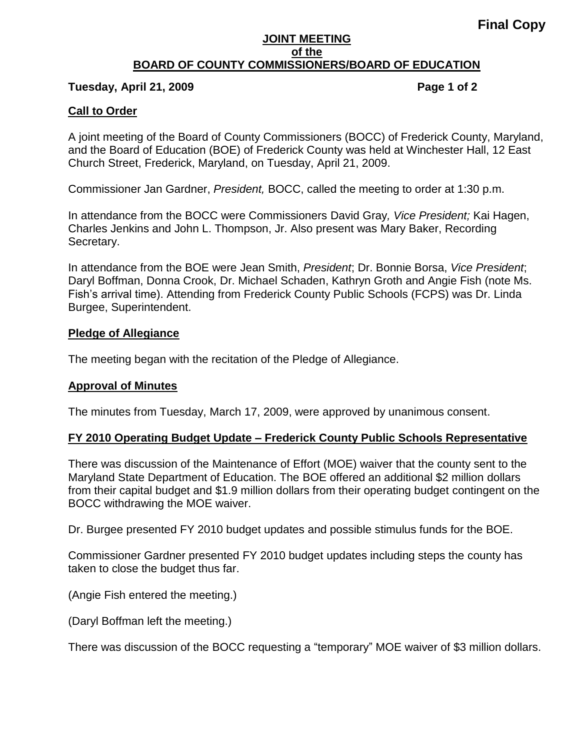**Final Copy**

# JOINT MEETING
# of the
# BOARD OF COUNTY COMMISSIONERS/BOARD OF EDUCATION

**Tuesday, April 21, 2009**

## Call to Order

A joint meeting of the Board of County Commissioners (BOCC) of Frederick County, Maryland, and the Board of Education (BOE) of Frederick County was held at Winchester Hall, 12 East Church Street, Frederick, Maryland, on Tuesday, April 21, 2009.

Commissioner Jan Gardner, *President,* BOCC, called the meeting to order at 1:30 p.m.

In attendance from the BOCC were Commissioners David Gray*, Vice President;* Kai Hagen, Charles Jenkins and John L. Thompson, Jr. Also present was Mary Baker, Recording Secretary.

In attendance from the BOE were Jean Smith, *President*; Dr. Bonnie Borsa, *Vice President*; Daryl Boffman, Donna Crook, Dr. Michael Schaden, Kathryn Groth and Angie Fish (note Ms. Fish's arrival time). Attending from Frederick County Public Schools (FCPS) was Dr. Linda Burgee, Superintendent.

## Pledge of Allegiance

The meeting began with the recitation of the Pledge of Allegiance.

## Approval of Minutes

The minutes from Tuesday, March 17, 2009, were approved by unanimous consent.

## FY 2010 Operating Budget Update – Frederick County Public Schools Representative

There was discussion of the Maintenance of Effort (MOE) waiver that the county sent to the Maryland State Department of Education. The BOE offered an additional $2 million dollars from their capital budget and $1.9 million dollars from their operating budget contingent on the BOCC withdrawing the MOE waiver.

Dr. Burgee presented FY 2010 budget updates and possible stimulus funds for the BOE.

Commissioner Gardner presented FY 2010 budget updates including steps the county has taken to close the budget thus far.

(Angie Fish entered the meeting.)

(Daryl Boffman left the meeting.)

There was discussion of the BOCC requesting a "temporary" MOE waiver of $3 million dollars.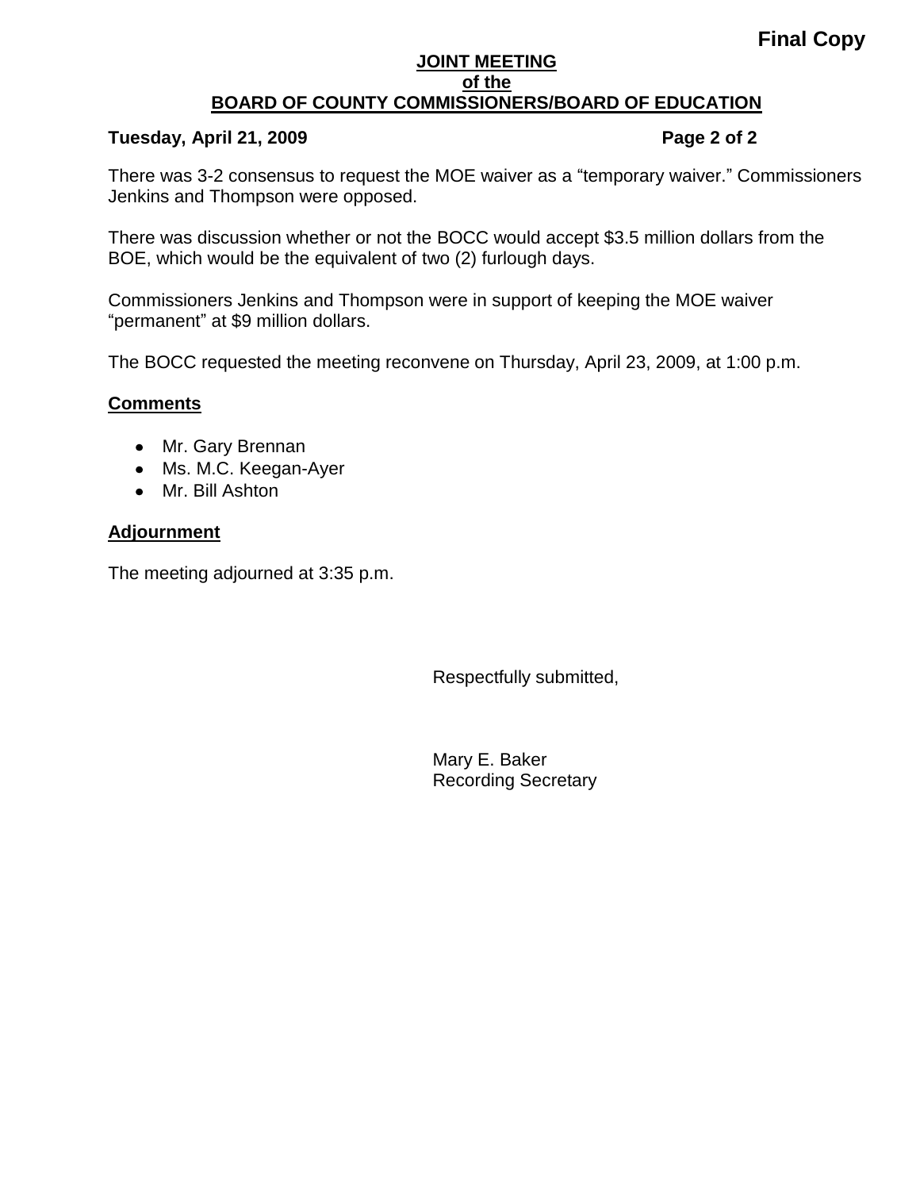There was 3-2 consensus to request the MOE waiver as a "temporary waiver." Commissioners Jenkins and Thompson were opposed.

There was discussion whether or not the BOCC would accept $3.5 million dollars from the BOE, which would be the equivalent of two (2) furlough days.

Commissioners Jenkins and Thompson were in support of keeping the MOE waiver "permanent" at $9 million dollars.

The BOCC requested the meeting reconvene on Thursday, April 23, 2009, at 1:00 p.m.

## Comments

- Mr. Gary Brennan
- Ms. M.C. Keegan-Ayer
- Mr. Bill Ashton

## Adjournment

The meeting adjourned at 3:35 p.m.

Respectfully submitted,

Mary E. Baker
Recording Secretary